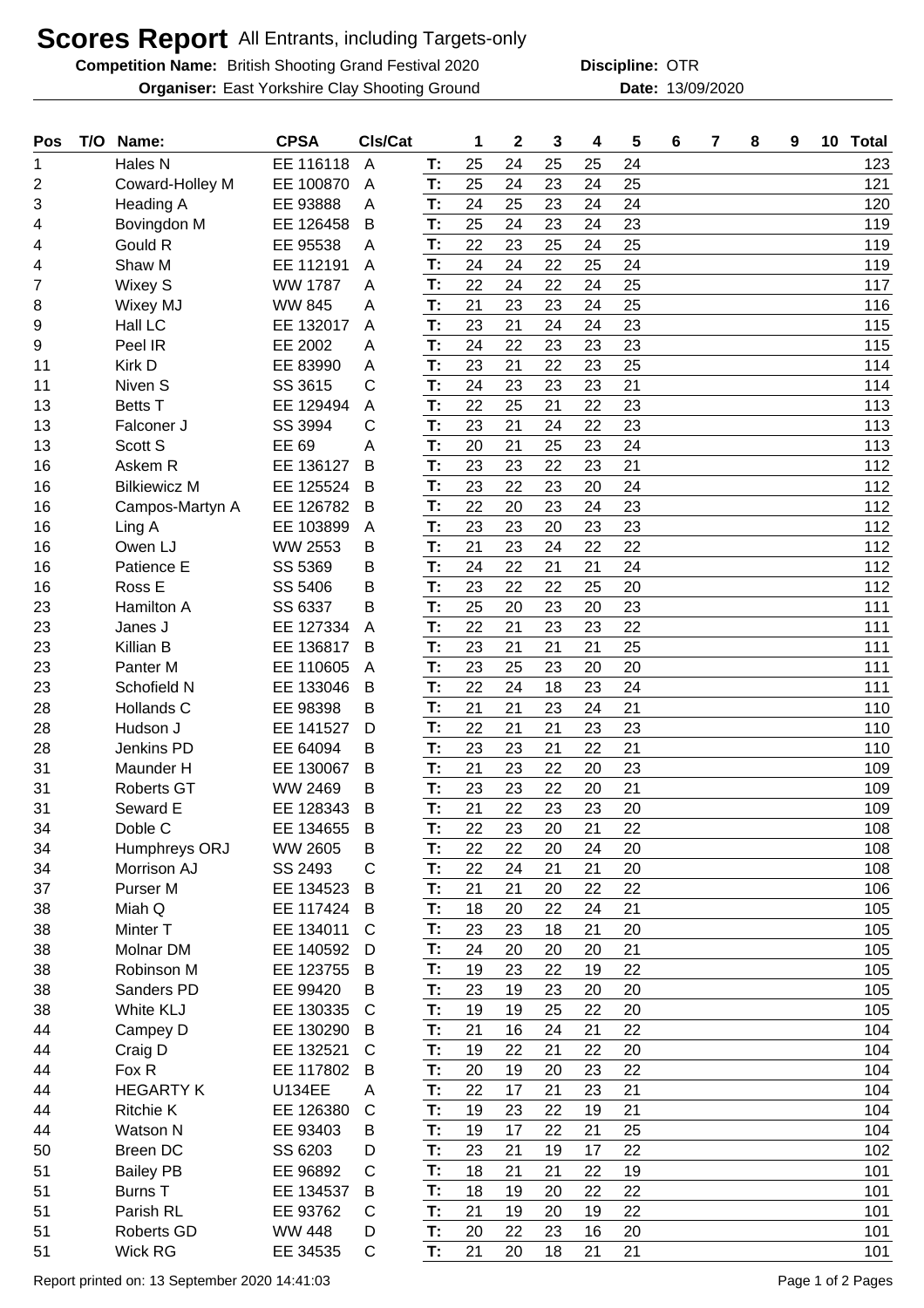# Scores Report All Entrants, including Targets-only

**Competition Name:** British Shooting Grand Festival 2020 **Discipline:** OTR

**Organiser:** East Yorkshire Clay Shooting Ground **Date:** 13/09/2020

| Pos | T/O | Name: | CPSA | Cls/Cat | | 1 | 2 | 3 | 4 | 5 | 6 | 7 | 8 | 9 | 10 | Total |
|---|---|---|---|---|---|---|---|---|---|---|---|---|---|---|---|---|
| 1 | | Hales N | EE 116118 | A | T: | 25 | 24 | 25 | 25 | 24 | | | | | | 123 |
| 2 | | Coward-Holley M | EE 100870 | A | T: | 25 | 24 | 23 | 24 | 25 | | | | | | 121 |
| 3 | | Heading A | EE 93888 | A | T: | 24 | 25 | 23 | 24 | 24 | | | | | | 120 |
| 4 | | Bovingdon M | EE 126458 | B | T: | 25 | 24 | 23 | 24 | 23 | | | | | | 119 |
| 4 | | Gould R | EE 95538 | A | T: | 22 | 23 | 25 | 24 | 25 | | | | | | 119 |
| 4 | | Shaw M | EE 112191 | A | T: | 24 | 24 | 22 | 25 | 24 | | | | | | 119 |
| 7 | | Wixey S | WW 1787 | A | T: | 22 | 24 | 22 | 24 | 25 | | | | | | 117 |
| 8 | | Wixey MJ | WW 845 | A | T: | 21 | 23 | 23 | 24 | 25 | | | | | | 116 |
| 9 | | Hall LC | EE 132017 | A | T: | 23 | 21 | 24 | 24 | 23 | | | | | | 115 |
| 9 | | Peel IR | EE 2002 | A | T: | 24 | 22 | 23 | 23 | 23 | | | | | | 115 |
| 11 | | Kirk D | EE 83990 | A | T: | 23 | 21 | 22 | 23 | 25 | | | | | | 114 |
| 11 | | Niven S | SS 3615 | C | T: | 24 | 23 | 23 | 23 | 21 | | | | | | 114 |
| 13 | | Betts T | EE 129494 | A | T: | 22 | 25 | 21 | 22 | 23 | | | | | | 113 |
| 13 | | Falconer J | SS 3994 | C | T: | 23 | 21 | 24 | 22 | 23 | | | | | | 113 |
| 13 | | Scott S | EE 69 | A | T: | 20 | 21 | 25 | 23 | 24 | | | | | | 113 |
| 16 | | Askem R | EE 136127 | B | T: | 23 | 23 | 22 | 23 | 21 | | | | | | 112 |
| 16 | | Bilkiewicz M | EE 125524 | B | T: | 23 | 22 | 23 | 20 | 24 | | | | | | 112 |
| 16 | | Campos-Martyn A | EE 126782 | B | T: | 22 | 20 | 23 | 24 | 23 | | | | | | 112 |
| 16 | | Ling A | EE 103899 | A | T: | 23 | 23 | 20 | 23 | 23 | | | | | | 112 |
| 16 | | Owen LJ | WW 2553 | B | T: | 21 | 23 | 24 | 22 | 22 | | | | | | 112 |
| 16 | | Patience E | SS 5369 | B | T: | 24 | 22 | 21 | 21 | 24 | | | | | | 112 |
| 16 | | Ross E | SS 5406 | B | T: | 23 | 22 | 22 | 25 | 20 | | | | | | 112 |
| 23 | | Hamilton A | SS 6337 | B | T: | 25 | 20 | 23 | 20 | 23 | | | | | | 111 |
| 23 | | Janes J | EE 127334 | A | T: | 22 | 21 | 23 | 23 | 22 | | | | | | 111 |
| 23 | | Killian B | EE 136817 | B | T: | 23 | 21 | 21 | 21 | 25 | | | | | | 111 |
| 23 | | Panter M | EE 110605 | A | T: | 23 | 25 | 23 | 20 | 20 | | | | | | 111 |
| 23 | | Schofield N | EE 133046 | B | T: | 22 | 24 | 18 | 23 | 24 | | | | | | 111 |
| 28 | | Hollands C | EE 98398 | B | T: | 21 | 21 | 23 | 24 | 21 | | | | | | 110 |
| 28 | | Hudson J | EE 141527 | D | T: | 22 | 21 | 21 | 23 | 23 | | | | | | 110 |
| 28 | | Jenkins PD | EE 64094 | B | T: | 23 | 23 | 21 | 22 | 21 | | | | | | 110 |
| 31 | | Maunder H | EE 130067 | B | T: | 21 | 23 | 22 | 20 | 23 | | | | | | 109 |
| 31 | | Roberts GT | WW 2469 | B | T: | 23 | 23 | 22 | 20 | 21 | | | | | | 109 |
| 31 | | Seward E | EE 128343 | B | T: | 21 | 22 | 23 | 23 | 20 | | | | | | 109 |
| 34 | | Doble C | EE 134655 | B | T: | 22 | 23 | 20 | 21 | 22 | | | | | | 108 |
| 34 | | Humphreys ORJ | WW 2605 | B | T: | 22 | 22 | 20 | 24 | 20 | | | | | | 108 |
| 34 | | Morrison AJ | SS 2493 | C | T: | 22 | 24 | 21 | 21 | 20 | | | | | | 108 |
| 37 | | Purser M | EE 134523 | B | T: | 21 | 21 | 20 | 22 | 22 | | | | | | 106 |
| 38 | | Miah Q | EE 117424 | B | T: | 18 | 20 | 22 | 24 | 21 | | | | | | 105 |
| 38 | | Minter T | EE 134011 | C | T: | 23 | 23 | 18 | 21 | 20 | | | | | | 105 |
| 38 | | Molnar DM | EE 140592 | D | T: | 24 | 20 | 20 | 20 | 21 | | | | | | 105 |
| 38 | | Robinson M | EE 123755 | B | T: | 19 | 23 | 22 | 19 | 22 | | | | | | 105 |
| 38 | | Sanders PD | EE 99420 | B | T: | 23 | 19 | 23 | 20 | 20 | | | | | | 105 |
| 38 | | White KLJ | EE 130335 | C | T: | 19 | 19 | 25 | 22 | 20 | | | | | | 105 |
| 44 | | Campey D | EE 130290 | B | T: | 21 | 16 | 24 | 21 | 22 | | | | | | 104 |
| 44 | | Craig D | EE 132521 | C | T: | 19 | 22 | 21 | 22 | 20 | | | | | | 104 |
| 44 | | Fox R | EE 117802 | B | T: | 20 | 19 | 20 | 23 | 22 | | | | | | 104 |
| 44 | | HEGARTY K | U134EE | A | T: | 22 | 17 | 21 | 23 | 21 | | | | | | 104 |
| 44 | | Ritchie K | EE 126380 | C | T: | 19 | 23 | 22 | 19 | 21 | | | | | | 104 |
| 44 | | Watson N | EE 93403 | B | T: | 19 | 17 | 22 | 21 | 25 | | | | | | 104 |
| 50 | | Breen DC | SS 6203 | D | T: | 23 | 21 | 19 | 17 | 22 | | | | | | 102 |
| 51 | | Bailey PB | EE 96892 | C | T: | 18 | 21 | 21 | 22 | 19 | | | | | | 101 |
| 51 | | Burns T | EE 134537 | B | T: | 18 | 19 | 20 | 22 | 22 | | | | | | 101 |
| 51 | | Parish RL | EE 93762 | C | T: | 21 | 19 | 20 | 19 | 22 | | | | | | 101 |
| 51 | | Roberts GD | WW 448 | D | T: | 20 | 22 | 23 | 16 | 20 | | | | | | 101 |
| 51 | | Wick RG | EE 34535 | C | T: | 21 | 20 | 18 | 21 | 21 | | | | | | 101 |

Report printed on: 13 September 2020 14:41:03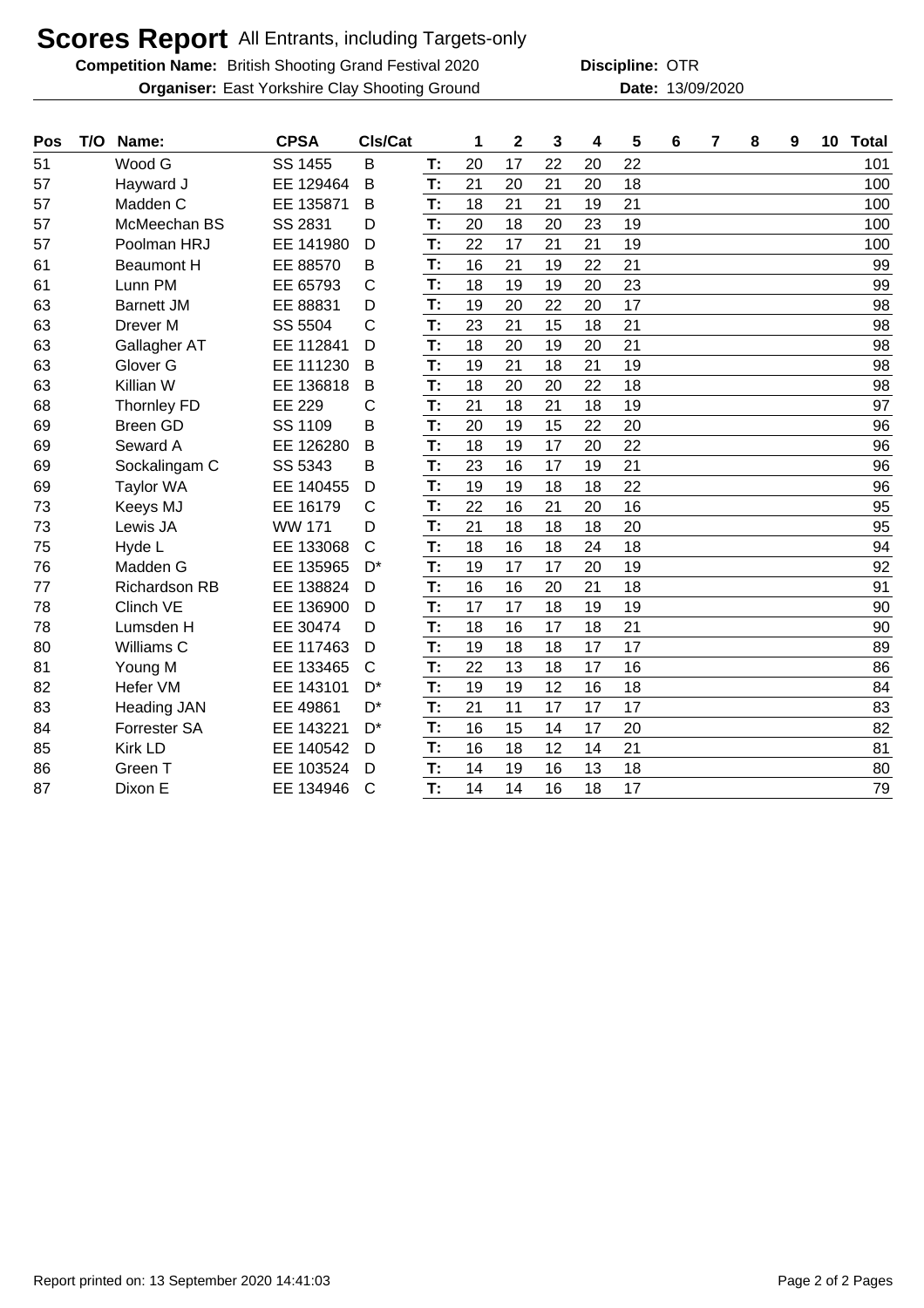# Scores Report All Entrants, including Targets-only

**Competition Name:** British Shooting Grand Festival 2020 **Discipline:** OTR

**Organiser:** East Yorkshire Clay Shooting Ground **Date:** 13/09/2020

| Pos | T/O | Name: | CPSA | Cls/Cat | | 1 | 2 | 3 | 4 | 5 | 6 | 7 | 8 | 9 | 10 | Total |
|---|---|---|---|---|---|---|---|---|---|---|---|---|---|---|---|---|
| 51 | | Wood G | SS 1455 | B | T: | 20 | 17 | 22 | 20 | 22 | | | | | | 101 |
| 57 | | Hayward J | EE 129464 | B | T: | 21 | 20 | 21 | 20 | 18 | | | | | | 100 |
| 57 | | Madden C | EE 135871 | B | T: | 18 | 21 | 21 | 19 | 21 | | | | | | 100 |
| 57 | | McMeechan BS | SS 2831 | D | T: | 20 | 18 | 20 | 23 | 19 | | | | | | 100 |
| 57 | | Poolman HRJ | EE 141980 | D | T: | 22 | 17 | 21 | 21 | 19 | | | | | | 100 |
| 61 | | Beaumont H | EE 88570 | B | T: | 16 | 21 | 19 | 22 | 21 | | | | | | 99 |
| 61 | | Lunn PM | EE 65793 | C | T: | 18 | 19 | 19 | 20 | 23 | | | | | | 99 |
| 63 | | Barnett JM | EE 88831 | D | T: | 19 | 20 | 22 | 20 | 17 | | | | | | 98 |
| 63 | | Drever M | SS 5504 | C | T: | 23 | 21 | 15 | 18 | 21 | | | | | | 98 |
| 63 | | Gallagher AT | EE 112841 | D | T: | 18 | 20 | 19 | 20 | 21 | | | | | | 98 |
| 63 | | Glover G | EE 111230 | B | T: | 19 | 21 | 18 | 21 | 19 | | | | | | 98 |
| 63 | | Killian W | EE 136818 | B | T: | 18 | 20 | 20 | 22 | 18 | | | | | | 98 |
| 68 | | Thornley FD | EE 229 | C | T: | 21 | 18 | 21 | 18 | 19 | | | | | | 97 |
| 69 | | Breen GD | SS 1109 | B | T: | 20 | 19 | 15 | 22 | 20 | | | | | | 96 |
| 69 | | Seward A | EE 126280 | B | T: | 18 | 19 | 17 | 20 | 22 | | | | | | 96 |
| 69 | | Sockalingam C | SS 5343 | B | T: | 23 | 16 | 17 | 19 | 21 | | | | | | 96 |
| 69 | | Taylor WA | EE 140455 | D | T: | 19 | 19 | 18 | 18 | 22 | | | | | | 96 |
| 73 | | Keeys MJ | EE 16179 | C | T: | 22 | 16 | 21 | 20 | 16 | | | | | | 95 |
| 73 | | Lewis JA | WW 171 | D | T: | 21 | 18 | 18 | 18 | 20 | | | | | | 95 |
| 75 | | Hyde L | EE 133068 | C | T: | 18 | 16 | 18 | 24 | 18 | | | | | | 94 |
| 76 | | Madden G | EE 135965 | D* | T: | 19 | 17 | 17 | 20 | 19 | | | | | | 92 |
| 77 | | Richardson RB | EE 138824 | D | T: | 16 | 16 | 20 | 21 | 18 | | | | | | 91 |
| 78 | | Clinch VE | EE 136900 | D | T: | 17 | 17 | 18 | 19 | 19 | | | | | | 90 |
| 78 | | Lumsden H | EE 30474 | D | T: | 18 | 16 | 17 | 18 | 21 | | | | | | 90 |
| 80 | | Williams C | EE 117463 | D | T: | 19 | 18 | 18 | 17 | 17 | | | | | | 89 |
| 81 | | Young M | EE 133465 | C | T: | 22 | 13 | 18 | 17 | 16 | | | | | | 86 |
| 82 | | Hefer VM | EE 143101 | D* | T: | 19 | 19 | 12 | 16 | 18 | | | | | | 84 |
| 83 | | Heading JAN | EE 49861 | D* | T: | 21 | 11 | 17 | 17 | 17 | | | | | | 83 |
| 84 | | Forrester SA | EE 143221 | D* | T: | 16 | 15 | 14 | 17 | 20 | | | | | | 82 |
| 85 | | Kirk LD | EE 140542 | D | T: | 16 | 18 | 12 | 14 | 21 | | | | | | 81 |
| 86 | | Green T | EE 103524 | D | T: | 14 | 19 | 16 | 13 | 18 | | | | | | 80 |
| 87 | | Dixon E | EE 134946 | C | T: | 14 | 14 | 16 | 18 | 17 | | | | | | 79 |

Report printed on: 13 September 2020 14:41:03